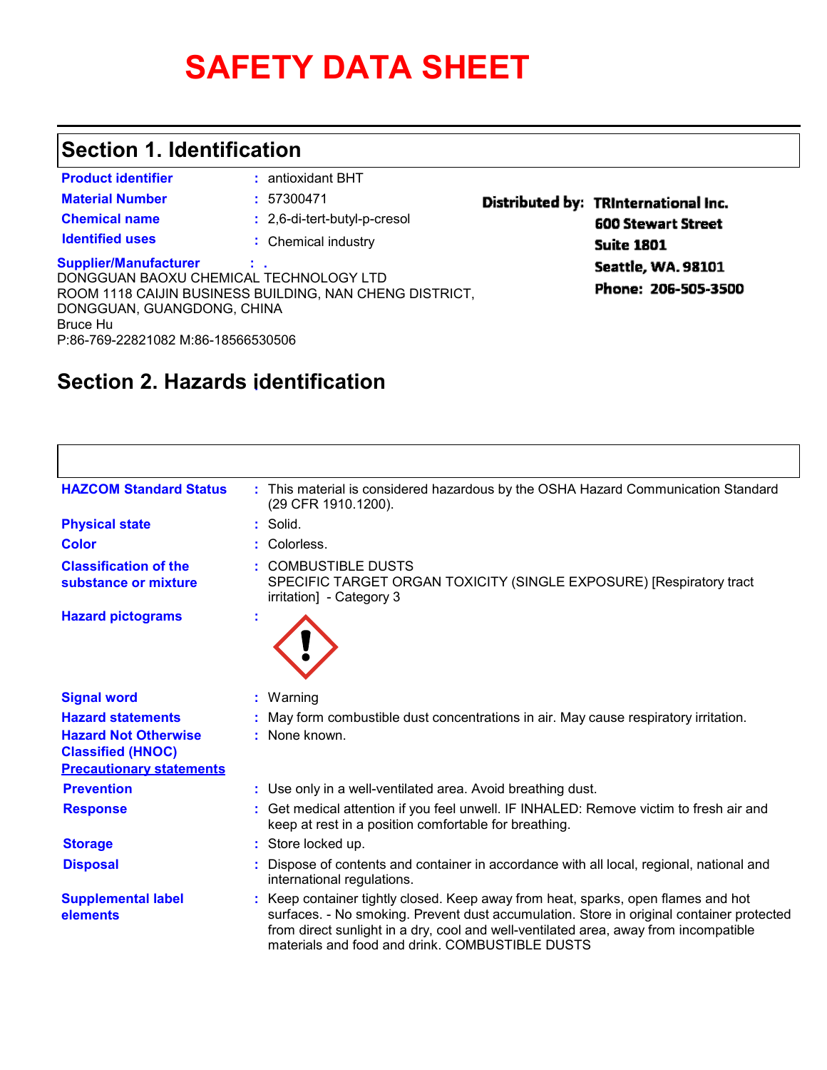# SAFETY DATA SHEET

## Section 1. Identification

**Product identifier** : antioxidant BHT

**Material Number** : 57300471

**Chemical name** : 2,6-di-tert-butyl-p-cresol

**Identified uses** : Chemical industry

**Supplier/Manufacturer** : .
DONGGUAN BAOXU CHEMICAL TECHNOLOGY LTD
ROOM 1118 CAIJIN BUSINESS BUILDING, NAN CHENG DISTRICT,
DONGGUAN, GUANGDONG, CHINA
Bruce Hu
P:86-769-22821082 M:86-18566530506

**Distributed by:** TRInternational Inc.
600 Stewart Street
Suite 1801
Seattle, WA. 98101
Phone: 206-505-3500

## Section 2. Hazards identification

**HAZCOM Standard Status** : This material is considered hazardous by the OSHA Hazard Communication Standard (29 CFR 1910.1200).

**Physical state** : Solid.

**Color** : Colorless.

**Classification of the substance or mixture** : COMBUSTIBLE DUSTS
SPECIFIC TARGET ORGAN TOXICITY (SINGLE EXPOSURE) [Respiratory tract irritation] - Category 3

**Hazard pictograms** :

**Signal word** : Warning

**Hazard statements** : May form combustible dust concentrations in air. May cause respiratory irritation.

**Hazard Not Otherwise Classified (HNOC)** : None known.

**Precautionary statements**

**Prevention** : Use only in a well-ventilated area. Avoid breathing dust.

**Response** : Get medical attention if you feel unwell. IF INHALED: Remove victim to fresh air and keep at rest in a position comfortable for breathing.

**Storage** : Store locked up.

**Disposal** : Dispose of contents and container in accordance with all local, regional, national and international regulations.

**Supplemental label elements** : Keep container tightly closed. Keep away from heat, sparks, open flames and hot surfaces. - No smoking. Prevent dust accumulation. Store in original container protected from direct sunlight in a dry, cool and well-ventilated area, away from incompatible materials and food and drink. COMBUSTIBLE DUSTS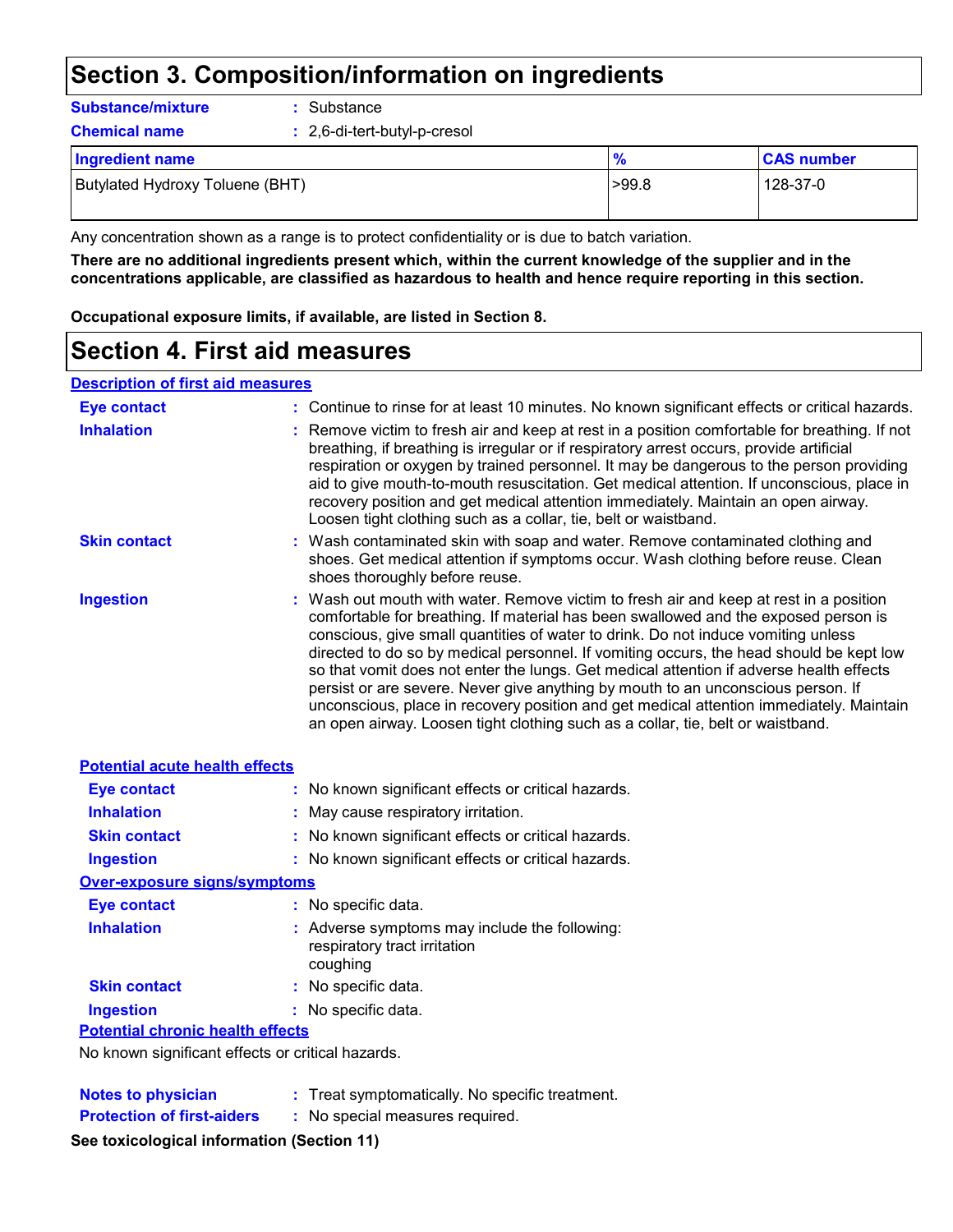## Section 3. Composition/information on ingredients

**Substance/mixture** : Substance

**Chemical name** : 2,6-di-tert-butyl-p-cresol

| Ingredient name | % | CAS number |
| --- | --- | --- |
| Butylated Hydroxy Toluene (BHT) | >99.8 | 128-37-0 |

Any concentration shown as a range is to protect confidentiality or is due to batch variation.

**There are no additional ingredients present which, within the current knowledge of the supplier and in the concentrations applicable, are classified as hazardous to health and hence require reporting in this section.**

**Occupational exposure limits, if available, are listed in Section 8.**

## Section 4. First aid measures

### Description of first aid measures

**Eye contact** : Continue to rinse for at least 10 minutes. No known significant effects or critical hazards.

**Inhalation** : Remove victim to fresh air and keep at rest in a position comfortable for breathing. If not breathing, if breathing is irregular or if respiratory arrest occurs, provide artificial respiration or oxygen by trained personnel. It may be dangerous to the person providing aid to give mouth-to-mouth resuscitation. Get medical attention. If unconscious, place in recovery position and get medical attention immediately. Maintain an open airway. Loosen tight clothing such as a collar, tie, belt or waistband.

**Skin contact** : Wash contaminated skin with soap and water. Remove contaminated clothing and shoes. Get medical attention if symptoms occur. Wash clothing before reuse. Clean shoes thoroughly before reuse.

**Ingestion** : Wash out mouth with water. Remove victim to fresh air and keep at rest in a position comfortable for breathing. If material has been swallowed and the exposed person is conscious, give small quantities of water to drink. Do not induce vomiting unless directed to do so by medical personnel. If vomiting occurs, the head should be kept low so that vomit does not enter the lungs. Get medical attention if adverse health effects persist or are severe. Never give anything by mouth to an unconscious person. If unconscious, place in recovery position and get medical attention immediately. Maintain an open airway. Loosen tight clothing such as a collar, tie, belt or waistband.

### Potential acute health effects

**Eye contact** : No known significant effects or critical hazards.

**Inhalation** : May cause respiratory irritation.

**Skin contact** : No known significant effects or critical hazards.

**Ingestion** : No known significant effects or critical hazards.

### Over-exposure signs/symptoms

**Eye contact** : No specific data.

**Inhalation** : Adverse symptoms may include the following:
respiratory tract irritation
coughing

**Skin contact** : No specific data.

**Ingestion** : No specific data.

### Potential chronic health effects

No known significant effects or critical hazards.

**Notes to physician** : Treat symptomatically. No specific treatment.

**Protection of first-aiders** : No special measures required.

**See toxicological information (Section 11)**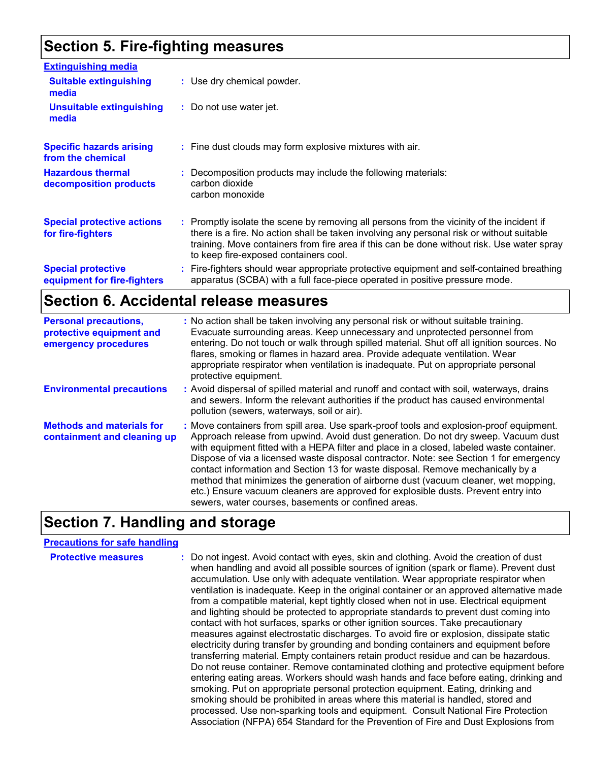## Section 5. Fire-fighting measures

**Extinguishing media**

**Suitable extinguishing media** : Use dry chemical powder.

**Unsuitable extinguishing media** : Do not use water jet.

**Specific hazards arising from the chemical** : Fine dust clouds may form explosive mixtures with air.

**Hazardous thermal decomposition products** : Decomposition products may include the following materials:
carbon dioxide
carbon monoxide

**Special protective actions for fire-fighters** : Promptly isolate the scene by removing all persons from the vicinity of the incident if there is a fire. No action shall be taken involving any personal risk or without suitable training. Move containers from fire area if this can be done without risk. Use water spray to keep fire-exposed containers cool.

**Special protective equipment for fire-fighters** : Fire-fighters should wear appropriate protective equipment and self-contained breathing apparatus (SCBA) with a full face-piece operated in positive pressure mode.

## Section 6. Accidental release measures

**Personal precautions, protective equipment and emergency procedures** : No action shall be taken involving any personal risk or without suitable training. Evacuate surrounding areas. Keep unnecessary and unprotected personnel from entering. Do not touch or walk through spilled material. Shut off all ignition sources. No flares, smoking or flames in hazard area. Provide adequate ventilation. Wear appropriate respirator when ventilation is inadequate. Put on appropriate personal protective equipment.

**Environmental precautions** : Avoid dispersal of spilled material and runoff and contact with soil, waterways, drains and sewers. Inform the relevant authorities if the product has caused environmental pollution (sewers, waterways, soil or air).

**Methods and materials for containment and cleaning up** : Move containers from spill area. Use spark-proof tools and explosion-proof equipment. Approach release from upwind. Avoid dust generation. Do not dry sweep. Vacuum dust with equipment fitted with a HEPA filter and place in a closed, labeled waste container. Dispose of via a licensed waste disposal contractor. Note: see Section 1 for emergency contact information and Section 13 for waste disposal. Remove mechanically by a method that minimizes the generation of airborne dust (vacuum cleaner, wet mopping, etc.) Ensure vacuum cleaners are approved for explosible dusts. Prevent entry into sewers, water courses, basements or confined areas.

## Section 7. Handling and storage

**Precautions for safe handling**

**Protective measures** : Do not ingest. Avoid contact with eyes, skin and clothing. Avoid the creation of dust when handling and avoid all possible sources of ignition (spark or flame). Prevent dust accumulation. Use only with adequate ventilation. Wear appropriate respirator when ventilation is inadequate. Keep in the original container or an approved alternative made from a compatible material, kept tightly closed when not in use. Electrical equipment and lighting should be protected to appropriate standards to prevent dust coming into contact with hot surfaces, sparks or other ignition sources. Take precautionary measures against electrostatic discharges. To avoid fire or explosion, dissipate static electricity during transfer by grounding and bonding containers and equipment before transferring material. Empty containers retain product residue and can be hazardous. Do not reuse container. Remove contaminated clothing and protective equipment before entering eating areas. Workers should wash hands and face before eating, drinking and smoking. Put on appropriate personal protection equipment. Eating, drinking and smoking should be prohibited in areas where this material is handled, stored and processed. Use non-sparking tools and equipment. Consult National Fire Protection Association (NFPA) 654 Standard for the Prevention of Fire and Dust Explosions from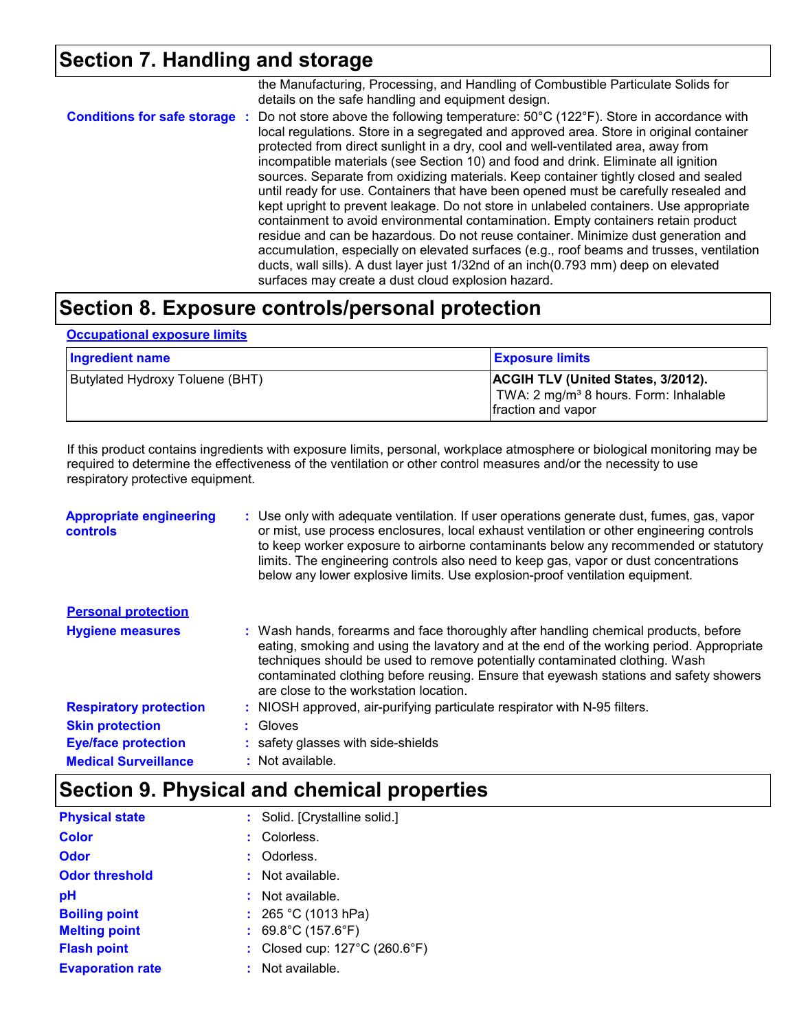## Section 7. Handling and storage

the Manufacturing, Processing, and Handling of Combustible Particulate Solids for details on the safe handling and equipment design.

**Conditions for safe storage** : Do not store above the following temperature: 50°C (122°F). Store in accordance with local regulations. Store in a segregated and approved area. Store in original container protected from direct sunlight in a dry, cool and well-ventilated area, away from incompatible materials (see Section 10) and food and drink. Eliminate all ignition sources. Separate from oxidizing materials. Keep container tightly closed and sealed until ready for use. Containers that have been opened must be carefully resealed and kept upright to prevent leakage. Do not store in unlabeled containers. Use appropriate containment to avoid environmental contamination. Empty containers retain product residue and can be hazardous. Do not reuse container. Minimize dust generation and accumulation, especially on elevated surfaces (e.g., roof beams and trusses, ventilation ducts, wall sills). A dust layer just 1/32nd of an inch(0.793 mm) deep on elevated surfaces may create a dust cloud explosion hazard.

## Section 8. Exposure controls/personal protection

**Occupational exposure limits**

| Ingredient name | Exposure limits |
|---|---|
| Butylated Hydroxy Toluene (BHT) | **ACGIH TLV (United States, 3/2012).** TWA: 2 mg/m³ 8 hours. Form: Inhalable fraction and vapor |

If this product contains ingredients with exposure limits, personal, workplace atmosphere or biological monitoring may be required to determine the effectiveness of the ventilation or other control measures and/or the necessity to use respiratory protective equipment.

**Appropriate engineering controls** : Use only with adequate ventilation. If user operations generate dust, fumes, gas, vapor or mist, use process enclosures, local exhaust ventilation or other engineering controls to keep worker exposure to airborne contaminants below any recommended or statutory limits. The engineering controls also need to keep gas, vapor or dust concentrations below any lower explosive limits. Use explosion-proof ventilation equipment.

**Personal protection**

**Hygiene measures** : Wash hands, forearms and face thoroughly after handling chemical products, before eating, smoking and using the lavatory and at the end of the working period. Appropriate techniques should be used to remove potentially contaminated clothing. Wash contaminated clothing before reusing. Ensure that eyewash stations and safety showers are close to the workstation location.

**Respiratory protection** : NIOSH approved, air-purifying particulate respirator with N-95 filters.

**Skin protection** : Gloves

**Eye/face protection** : safety glasses with side-shields

**Medical Surveillance** : Not available.

## Section 9. Physical and chemical properties

**Physical state** : Solid. [Crystalline solid.]

**Color** : Colorless.

**Odor** : Odorless.

**Odor threshold** : Not available.

**pH** : Not available.

**Boiling point** : 265 °C (1013 hPa)

**Melting point** : 69.8°C (157.6°F)

**Flash point** : Closed cup: 127°C (260.6°F)

**Evaporation rate** : Not available.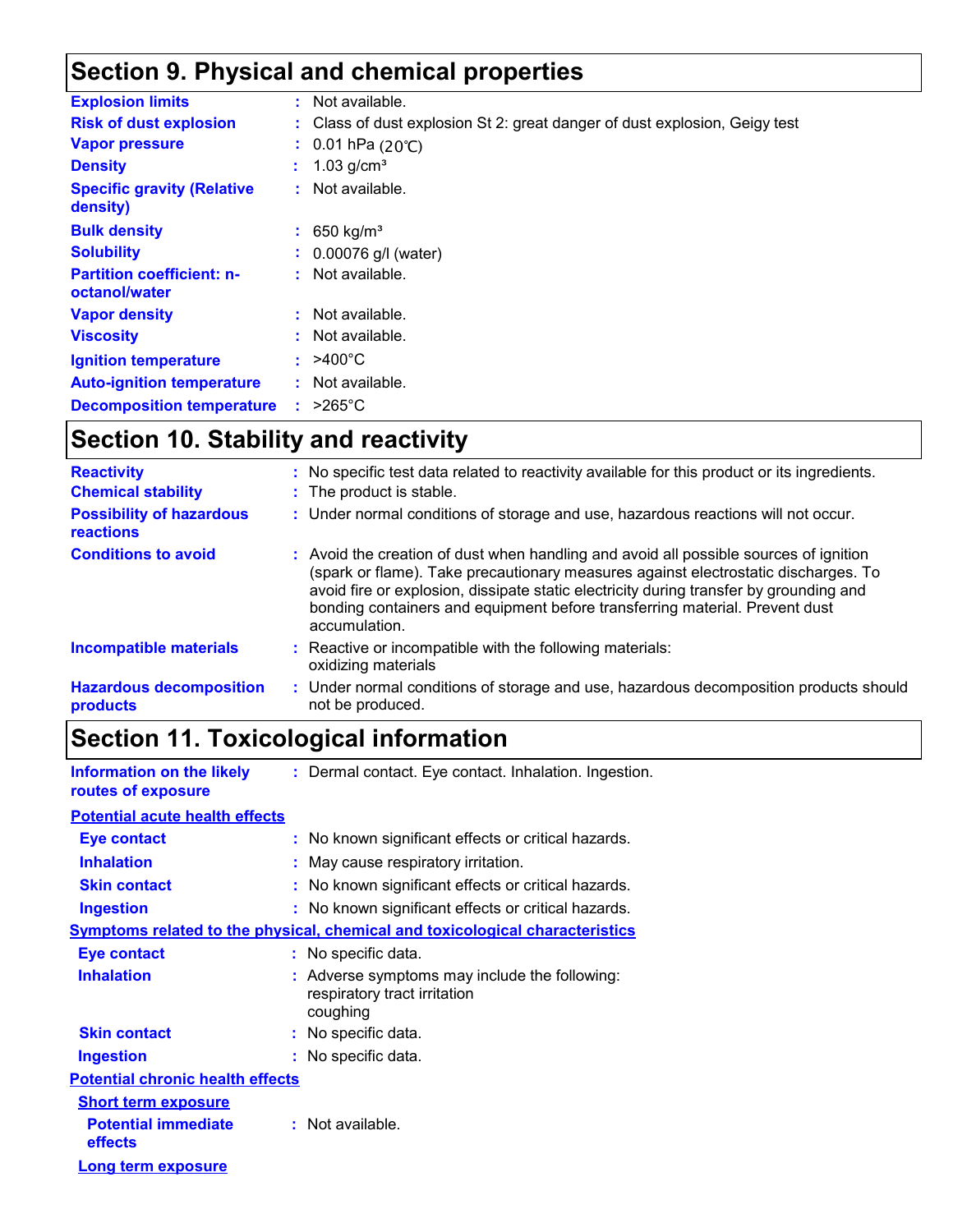## Section 9. Physical and chemical properties

| | |
|---|---|
| **Explosion limits** | : Not available. |
| **Risk of dust explosion** | : Class of dust explosion St 2: great danger of dust explosion, Geigy test |
| **Vapor pressure** | : 0.01 hPa (20℃) |
| **Density** | : 1.03 g/cm³ |
| **Specific gravity (Relative density)** | : Not available. |
| **Bulk density** | : 650 kg/m³ |
| **Solubility** | : 0.00076 g/l (water) |
| **Partition coefficient: n-octanol/water** | : Not available. |
| **Vapor density** | : Not available. |
| **Viscosity** | : Not available. |
| **Ignition temperature** | : >400°C |
| **Auto-ignition temperature** | : Not available. |
| **Decomposition temperature** | : >265°C |

## Section 10. Stability and reactivity

| | |
|---|---|
| **Reactivity** | : No specific test data related to reactivity available for this product or its ingredients. |
| **Chemical stability** | : The product is stable. |
| **Possibility of hazardous reactions** | : Under normal conditions of storage and use, hazardous reactions will not occur. |
| **Conditions to avoid** | : Avoid the creation of dust when handling and avoid all possible sources of ignition (spark or flame). Take precautionary measures against electrostatic discharges. To avoid fire or explosion, dissipate static electricity during transfer by grounding and bonding containers and equipment before transferring material. Prevent dust accumulation. |
| **Incompatible materials** | : Reactive or incompatible with the following materials: oxidizing materials |
| **Hazardous decomposition products** | : Under normal conditions of storage and use, hazardous decomposition products should not be produced. |

## Section 11. Toxicological information

**Information on the likely routes of exposure** : Dermal contact. Eye contact. Inhalation. Ingestion.

**Potential acute health effects**

| | |
|---|---|
| **Eye contact** | : No known significant effects or critical hazards. |
| **Inhalation** | : May cause respiratory irritation. |
| **Skin contact** | : No known significant effects or critical hazards. |
| **Ingestion** | : No known significant effects or critical hazards. |

**Symptoms related to the physical, chemical and toxicological characteristics**

| | |
|---|---|
| **Eye contact** | : No specific data. |
| **Inhalation** | : Adverse symptoms may include the following: respiratory tract irritation coughing |
| **Skin contact** | : No specific data. |
| **Ingestion** | : No specific data. |

**Potential chronic health effects**

**Short term exposure**

**Potential immediate effects** : Not available.

**Long term exposure**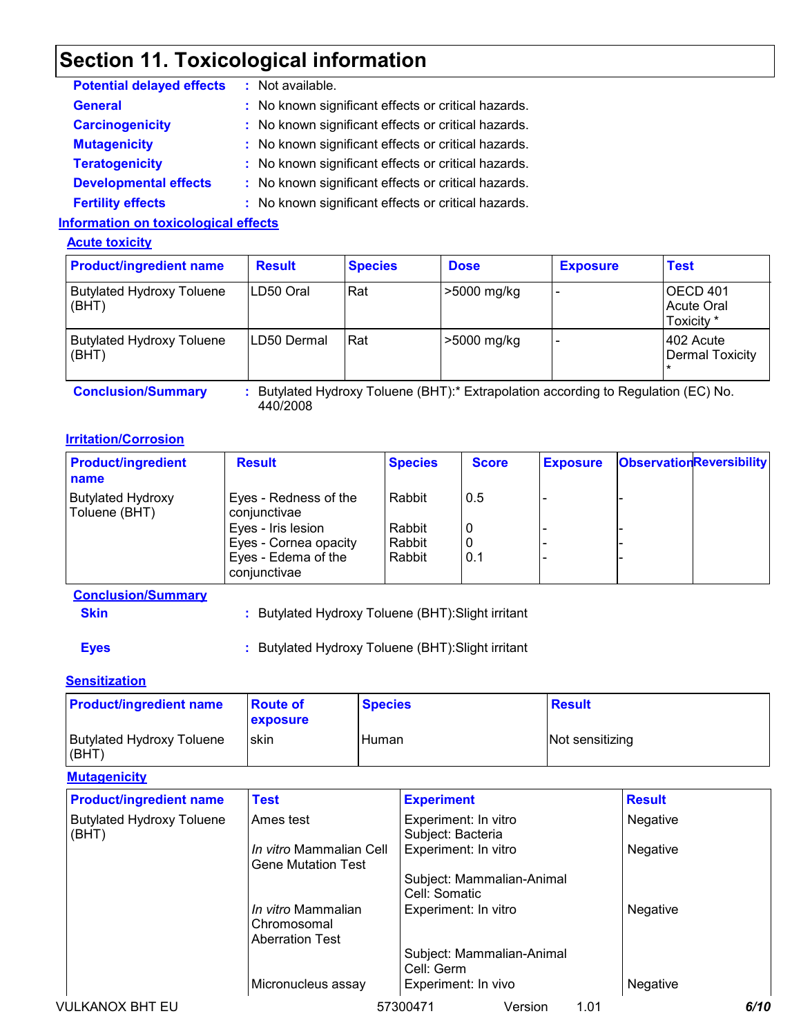## Section 11. Toxicological information

**Potential delayed effects** : Not available.

**General** : No known significant effects or critical hazards.

**Carcinogenicity** : No known significant effects or critical hazards.

**Mutagenicity** : No known significant effects or critical hazards.

**Teratogenicity** : No known significant effects or critical hazards.

**Developmental effects** : No known significant effects or critical hazards.

**Fertility effects** : No known significant effects or critical hazards.

### Information on toxicological effects

#### Acute toxicity

| Product/ingredient name | Result | Species | Dose | Exposure | Test |
|---|---|---|---|---|---|
| Butylated Hydroxy Toluene (BHT) | LD50 Oral | Rat | >5000 mg/kg | - | OECD 401 Acute Oral Toxicity * |
| Butylated Hydroxy Toluene (BHT) | LD50 Dermal | Rat | >5000 mg/kg | - | 402 Acute Dermal Toxicity * |

**Conclusion/Summary** : Butylated Hydroxy Toluene (BHT):* Extrapolation according to Regulation (EC) No. 440/2008

#### Irritation/Corrosion

| Product/ingredient name | Result | Species | Score | Exposure | Observation | Reversibility |
|---|---|---|---|---|---|---|
| Butylated Hydroxy Toluene (BHT) | Eyes - Redness of the conjunctivae | Rabbit | 0.5 | - | - | |
| | Eyes - Iris lesion | Rabbit | 0 | - | - | |
| | Eyes - Cornea opacity | Rabbit | 0 | - | - | |
| | Eyes - Edema of the conjunctivae | Rabbit | 0.1 | - | - | |

**Conclusion/Summary**

**Skin** : Butylated Hydroxy Toluene (BHT):Slight irritant

**Eyes** : Butylated Hydroxy Toluene (BHT):Slight irritant

#### Sensitization

| Product/ingredient name | Route of exposure | Species | Result |
|---|---|---|---|
| Butylated Hydroxy Toluene (BHT) | skin | Human | Not sensitizing |

#### Mutagenicity

| Product/ingredient name | Test | Experiment | Result |
|---|---|---|---|
| Butylated Hydroxy Toluene (BHT) | Ames test | Experiment: In vitro Subject: Bacteria | Negative |
| | *In vitro* Mammalian Cell Gene Mutation Test | Experiment: In vitro Subject: Mammalian-Animal Cell: Somatic | Negative |
| | *In vitro* Mammalian Chromosomal Aberration Test | Experiment: In vitro Subject: Mammalian-Animal Cell: Germ | Negative |
| | Micronucleus assay | Experiment: In vivo | Negative |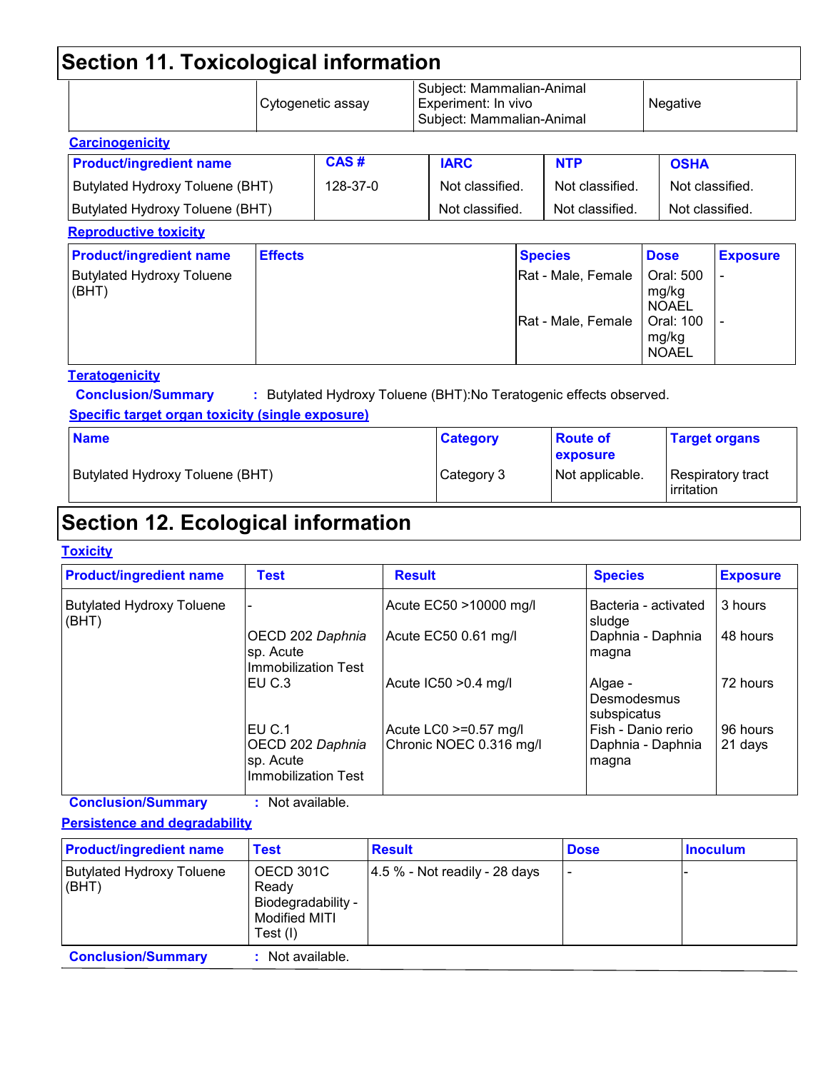## Section 11. Toxicological information

| | Cytogenetic assay | Subject: Mammalian-Animal<br>Experiment: In vivo<br>Subject: Mammalian-Animal | Negative |
|---|---|---|---|

**Carcinogenicity**

| Product/ingredient name | CAS # | IARC | NTP | OSHA |
|---|---|---|---|---|
| Butylated Hydroxy Toluene (BHT) | 128-37-0 | Not classified. | Not classified. | Not classified. |
| Butylated Hydroxy Toluene (BHT) | | Not classified. | Not classified. | Not classified. |

**Reproductive toxicity**

| Product/ingredient name | Effects | Species | Dose | Exposure |
|---|---|---|---|---|
| Butylated Hydroxy Toluene (BHT) | | Rat - Male, Female | Oral: 500 mg/kg NOAEL | - |
| | | Rat - Male, Female | Oral: 100 mg/kg NOAEL | - |

**Teratogenicity**

**Conclusion/Summary** : Butylated Hydroxy Toluene (BHT):No Teratogenic effects observed.

**Specific target organ toxicity (single exposure)**

| Name | Category | Route of exposure | Target organs |
|---|---|---|---|
| Butylated Hydroxy Toluene (BHT) | Category 3 | Not applicable. | Respiratory tract irritation |

## Section 12. Ecological information

**Toxicity**

| Product/ingredient name | Test | Result | Species | Exposure |
|---|---|---|---|---|
| Butylated Hydroxy Toluene (BHT) | - | Acute EC50 >10000 mg/l | Bacteria - activated sludge | 3 hours |
| | OECD 202 *Daphnia* sp. Acute Immobilization Test | Acute EC50 0.61 mg/l | Daphnia - Daphnia magna | 48 hours |
| | EU C.3 | Acute IC50 >0.4 mg/l | Algae - Desmodesmus subspicatus | 72 hours |
| | EU C.1 | Acute LC0 >=0.57 mg/l | Fish - Danio rerio | 96 hours |
| | OECD 202 *Daphnia* sp. Acute Immobilization Test | Chronic NOEC 0.316 mg/l | Daphnia - Daphnia magna | 21 days |

**Conclusion/Summary** : Not available.

**Persistence and degradability**

| Product/ingredient name | Test | Result | Dose | Inoculum |
|---|---|---|---|---|
| Butylated Hydroxy Toluene (BHT) | OECD 301C Ready Biodegradability - Modified MITI Test (I) | 4.5 % - Not readily - 28 days | - | - |

**Conclusion/Summary** : Not available.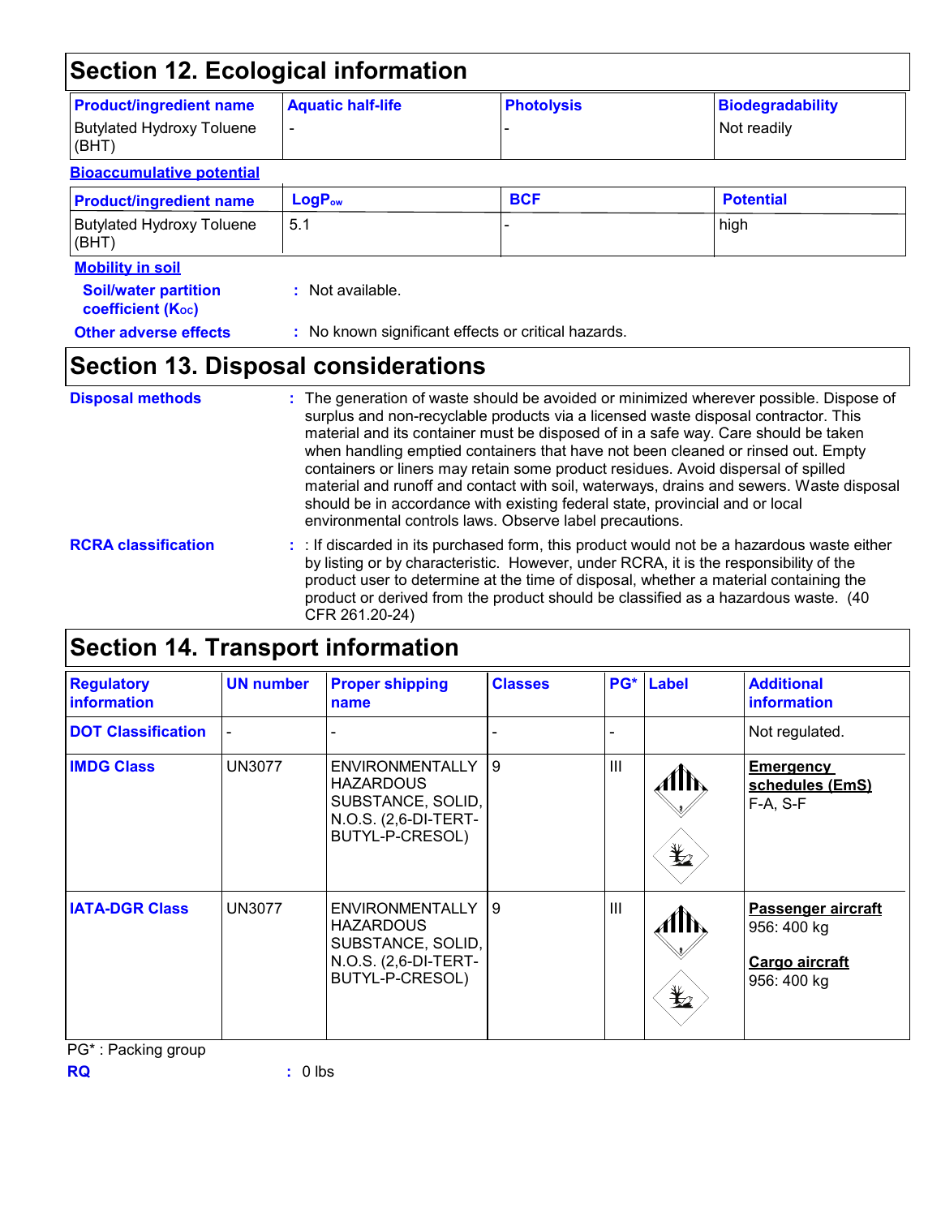## Section 12. Ecological information

| Product/ingredient name | Aquatic half-life | Photolysis | Biodegradability |
|---|---|---|---|
| Butylated Hydroxy Toluene (BHT) | - | - | Not readily |

**Bioaccumulative potential**

| Product/ingredient name | $LogP_{ow}$ | BCF | Potential |
|---|---|---|---|
| Butylated Hydroxy Toluene (BHT) | 5.1 | - | high |

**Mobility in soil**

**Soil/water partition coefficient ($K_{OC}$)** : Not available.

**Other adverse effects** : No known significant effects or critical hazards.

## Section 13. Disposal considerations

**Disposal methods** : The generation of waste should be avoided or minimized wherever possible. Dispose of surplus and non-recyclable products via a licensed waste disposal contractor. This material and its container must be disposed of in a safe way. Care should be taken when handling emptied containers that have not been cleaned or rinsed out. Empty containers or liners may retain some product residues. Avoid dispersal of spilled material and runoff and contact with soil, waterways, drains and sewers. Waste disposal should be in accordance with existing federal state, provincial and or local environmental controls laws. Observe label precautions.

**RCRA classification** : : If discarded in its purchased form, this product would not be a hazardous waste either by listing or by characteristic. However, under RCRA, it is the responsibility of the product user to determine at the time of disposal, whether a material containing the product or derived from the product should be classified as a hazardous waste. (40 CFR 261.20-24)

## Section 14. Transport information

| Regulatory information | UN number | Proper shipping name | Classes | PG* | Label | Additional information |
|---|---|---|---|---|---|---|
| DOT Classification | - | - | - | - | | Not regulated. |
| IMDG Class | UN3077 | ENVIRONMENTALLY HAZARDOUS SUBSTANCE, SOLID, N.O.S. (2,6-DI-TERT-BUTYL-P-CRESOL) | 9 | III | | **Emergency schedules (EmS)** F-A, S-F |
| IATA-DGR Class | UN3077 | ENVIRONMENTALLY HAZARDOUS SUBSTANCE, SOLID, N.O.S. (2,6-DI-TERT-BUTYL-P-CRESOL) | 9 | III | | **Passenger aircraft** 956: 400 kg **Cargo aircraft** 956: 400 kg |

PG* : Packing group

**RQ** : 0 lbs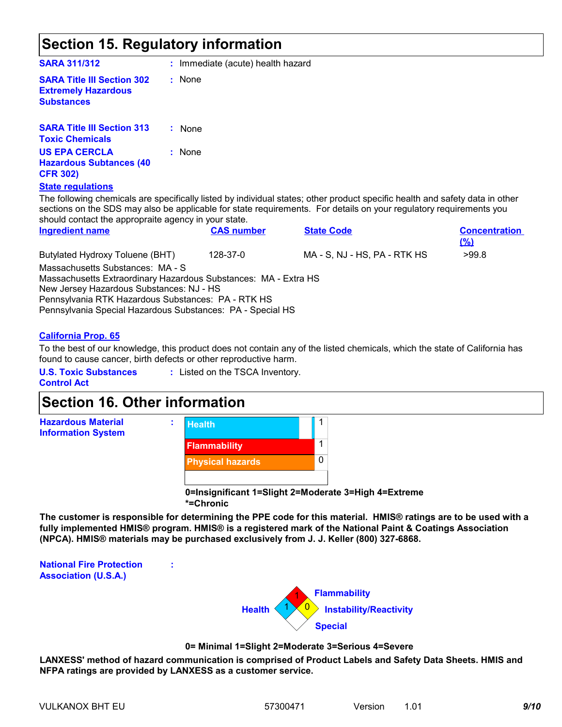## Section 15. Regulatory information

**SARA 311/312** : Immediate (acute) health hazard

**SARA Title III Section 302 Extremely Hazardous Substances** : None

**SARA Title III Section 313 Toxic Chemicals** : None

**US EPA CERCLA Hazardous Subtances (40 CFR 302)** : None

**State regulations**

The following chemicals are specifically listed by individual states; other product specific health and safety data in other sections on the SDS may also be applicable for state requirements. For details on your regulatory requirements you should contact the appropriate agency in your state.

| Ingredient name | CAS number | State Code | Concentration (%) |
|---|---|---|---|
| Butylated Hydroxy Toluene (BHT) | 128-37-0 | MA - S, NJ - HS, PA - RTK HS | >99.8 |

Massachusetts Substances: MA - S
Massachusetts Extraordinary Hazardous Substances: MA - Extra HS
New Jersey Hazardous Substances: NJ - HS
Pennsylvania RTK Hazardous Substances: PA - RTK HS
Pennsylvania Special Hazardous Substances: PA - Special HS

**California Prop. 65**

To the best of our knowledge, this product does not contain any of the listed chemicals, which the state of California has found to cause cancer, birth defects or other reproductive harm.

**U.S. Toxic Substances Control Act** : Listed on the TSCA Inventory.

## Section 16. Other information

**Hazardous Material Information System** :

| | |
|---|---|
| Health | 1 |
| Flammability | 1 |
| Physical hazards | 0 |

**0=Insignificant 1=Slight 2=Moderate 3=High 4=Extreme**
***=Chronic**

**The customer is responsible for determining the PPE code for this material. HMIS® ratings are to be used with a fully implemented HMIS® program. HMIS® is a registered mark of the National Paint & Coatings Association (NPCA). HMIS® materials may be purchased exclusively from J. J. Keller (800) 327-6868.**

**National Fire Protection Association (U.S.A.)** :

Health: 1
Flammability: 1
Instability/Reactivity: 0
Special:

**0= Minimal 1=Slight 2=Moderate 3=Serious 4=Severe**

**LANXESS' method of hazard communication is comprised of Product Labels and Safety Data Sheets. HMIS and NFPA ratings are provided by LANXESS as a customer service.**

VULKANOX BHT EU 57300471 Version 1.01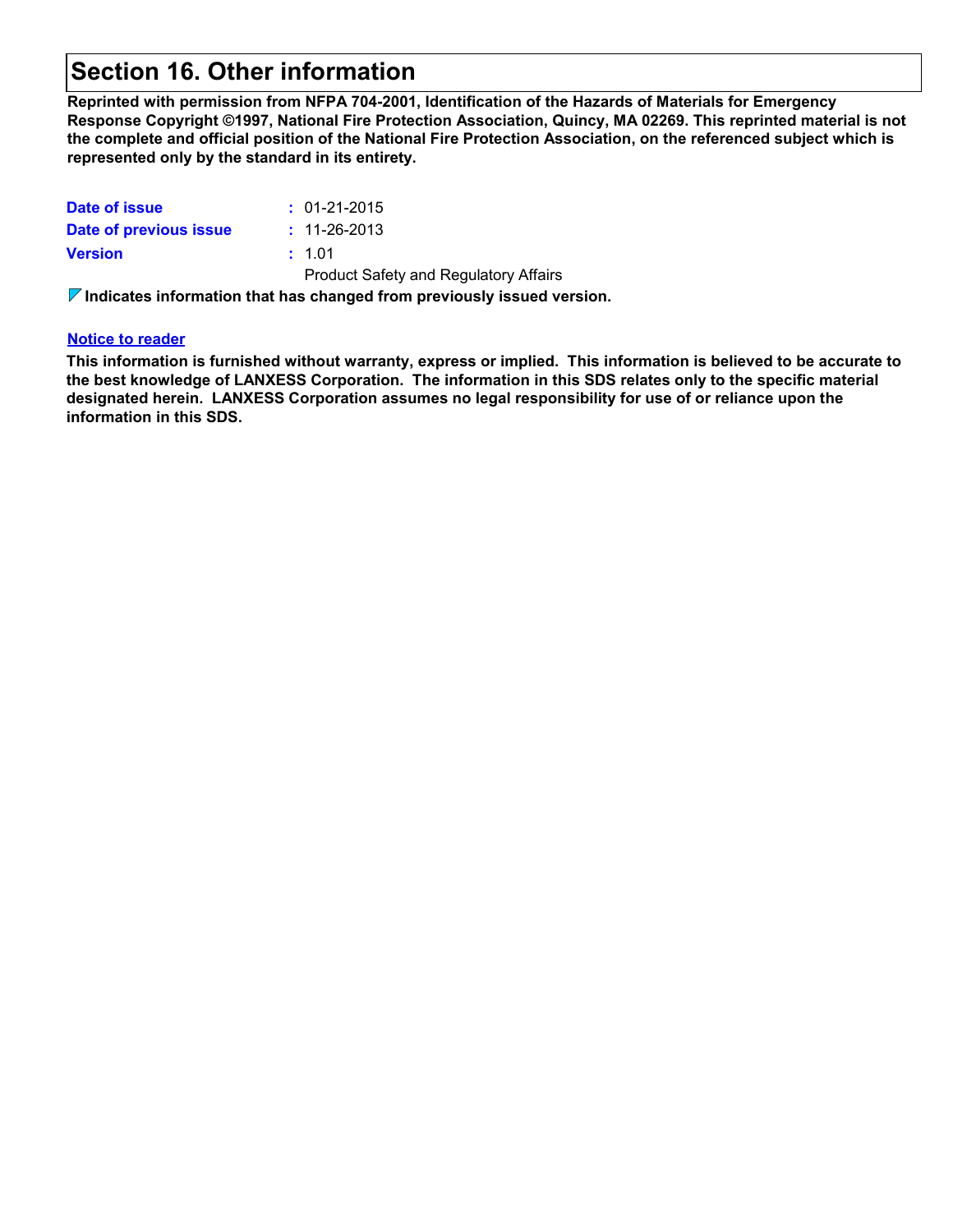## Section 16. Other information

**Reprinted with permission from NFPA 704-2001, Identification of the Hazards of Materials for Emergency Response Copyright ©1997, National Fire Protection Association, Quincy, MA 02269. This reprinted material is not the complete and official position of the National Fire Protection Association, on the referenced subject which is represented only by the standard in its entirety.**

| | | |
|---|---|---|
| **Date of issue** | : | 01-21-2015 |
| **Date of previous issue** | : | 11-26-2013 |
| **Version** | : | 1.01 |
| | | Product Safety and Regulatory Affairs |

**Indicates information that has changed from previously issued version.**

**Notice to reader**

**This information is furnished without warranty, express or implied. This information is believed to be accurate to the best knowledge of LANXESS Corporation. The information in this SDS relates only to the specific material designated herein. LANXESS Corporation assumes no legal responsibility for use of or reliance upon the information in this SDS.**